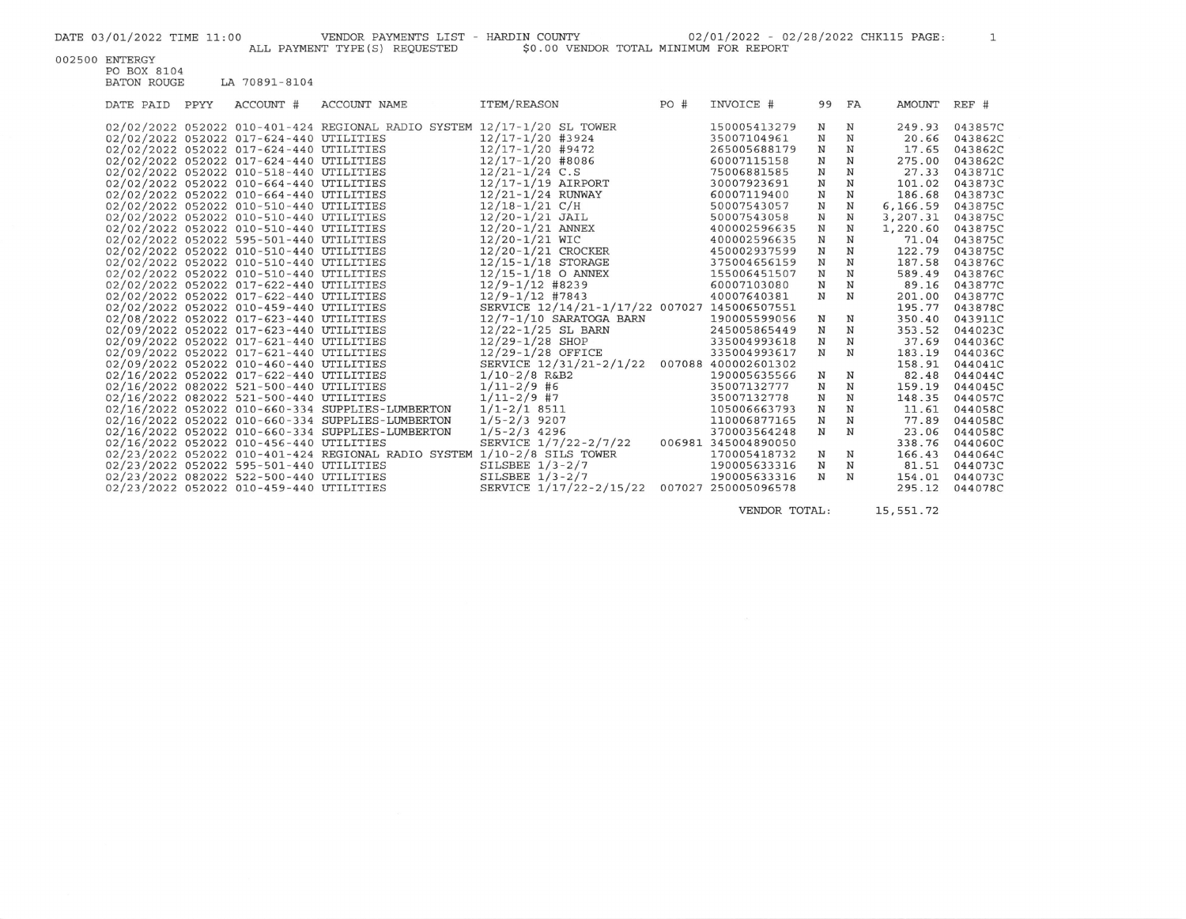DATE 03/01/2022 TIME 11:00 VENDOR PAYMENTS LIST - HARDIN COUNTY 02/01/2022 - 02/28/2022 CHK115 PAGE: 1

ALL PAYMENT TYPE(S) REQUESTED $0.00 VENDOR TOTAL MINIMUM FOR REPORT

002500 ENTERGY
PO BOX 8104
BATON ROUGE LA 70891-8104

| DATE PAID | PPYY | ACCOUNT # | ACCOUNT NAME | ITEM/REASON | PO # | INVOICE # | 99 | FA | AMOUNT | REF # |
|---|---|---|---|---|---|---|---|---|---|---|
| 02/02/2022 | 052022 | 010-401-424 | REGIONAL RADIO SYSTEM | 12/17-1/20 SL TOWER | | 150005413279 | N | N | 249.93 | 043857C |
| 02/02/2022 | 052022 | 017-624-440 | UTILITIES | 12/17-1/20 #3924 | | 35007104961 | N | N | 20.66 | 043862C |
| 02/02/2022 | 052022 | 017-624-440 | UTILITIES | 12/17-1/20 #9472 | | 265005688179 | N | N | 17.65 | 043862C |
| 02/02/2022 | 052022 | 017-624-440 | UTILITIES | 12/17-1/20 #8086 | | 60007115158 | N | N | 275.00 | 043862C |
| 02/02/2022 | 052022 | 010-518-440 | UTILITIES | 12/21-1/24 C.S | | 75006881585 | N | N | 27.33 | 043871C |
| 02/02/2022 | 052022 | 010-664-440 | UTILITIES | 12/17-1/19 AIRPORT | | 30007923691 | N | N | 101.02 | 043873C |
| 02/02/2022 | 052022 | 010-664-440 | UTILITIES | 12/21-1/24 RUNWAY | | 60007119400 | N | N | 186.68 | 043873C |
| 02/02/2022 | 052022 | 010-510-440 | UTILITIES | 12/18-1/21 C/H | | 50007543057 | N | N | 6,166.59 | 043875C |
| 02/02/2022 | 052022 | 010-510-440 | UTILITIES | 12/20-1/21 JAIL | | 50007543058 | N | N | 3,207.31 | 043875C |
| 02/02/2022 | 052022 | 010-510-440 | UTILITIES | 12/20-1/21 ANNEX | | 400002596635 | N | N | 1,220.60 | 043875C |
| 02/02/2022 | 052022 | 595-501-440 | UTILITIES | 12/20-1/21 WIC | | 400002596635 | N | N | 71.04 | 043875C |
| 02/02/2022 | 052022 | 010-510-440 | UTILITIES | 12/20-1/21 CROCKER | | 450002937599 | N | N | 122.79 | 043875C |
| 02/02/2022 | 052022 | 010-510-440 | UTILITIES | 12/15-1/18 STORAGE | | 375004656159 | N | N | 187.58 | 043876C |
| 02/02/2022 | 052022 | 010-510-440 | UTILITIES | 12/15-1/18 O ANNEX | | 155006451507 | N | N | 589.49 | 043876C |
| 02/02/2022 | 052022 | 017-622-440 | UTILITIES | 12/9-1/12 #8239 | | 60007103080 | N | N | 89.16 | 043877C |
| 02/02/2022 | 052022 | 017-622-440 | UTILITIES | 12/9-1/12 #7843 | | 40007640381 | N | N | 201.00 | 043877C |
| 02/02/2022 | 052022 | 010-459-440 | UTILITIES | SERVICE 12/14/21-1/17/22 | 007027 | 145006507551 | | | 195.77 | 043878C |
| 02/08/2022 | 052022 | 017-623-440 | UTILITIES | 12/7-1/10 SARATOGA BARN | | 190005599056 | N | N | 350.40 | 043911C |
| 02/09/2022 | 052022 | 017-623-440 | UTILITIES | 12/22-1/25 SL BARN | | 245005865449 | N | N | 353.52 | 044023C |
| 02/09/2022 | 052022 | 017-621-440 | UTILITIES | 12/29-1/28 SHOP | | 335004993618 | N | N | 37.69 | 044036C |
| 02/09/2022 | 052022 | 017-621-440 | UTILITIES | 12/29-1/28 OFFICE | | 335004993617 | N | N | 183.19 | 044036C |
| 02/09/2022 | 052022 | 010-460-440 | UTILITIES | SERVICE 12/31/21-2/1/22 | 007088 | 400002601302 | | | 158.91 | 044041C |
| 02/16/2022 | 052022 | 017-622-440 | UTILITIES | 1/10-2/8 R&B2 | | 190005635566 | N | N | 82.48 | 044044C |
| 02/16/2022 | 082022 | 521-500-440 | UTILITIES | 1/11-2/9 #6 | | 35007132777 | N | N | 159.19 | 044045C |
| 02/16/2022 | 082022 | 521-500-440 | UTILITIES | 1/11-2/9 #7 | | 35007132778 | N | N | 148.35 | 044057C |
| 02/16/2022 | 052022 | 010-660-334 | SUPPLIES-LUMBERTON | 1/1-2/1 8511 | | 105006663793 | N | N | 11.61 | 044058C |
| 02/16/2022 | 052022 | 010-660-334 | SUPPLIES-LUMBERTON | 1/5-2/3 9207 | | 110006877165 | N | N | 77.89 | 044058C |
| 02/16/2022 | 052022 | 010-660-334 | SUPPLIES-LUMBERTON | 1/5-2/3 4296 | | 370003564248 | N | N | 23.06 | 044058C |
| 02/16/2022 | 052022 | 010-456-440 | UTILITIES | SERVICE 1/7/22-2/7/22 | 006981 | 345004890050 | | | 338.76 | 044060C |
| 02/23/2022 | 052022 | 010-401-424 | REGIONAL RADIO SYSTEM | 1/10-2/8 SILS TOWER | | 170005418732 | N | N | 166.43 | 044064C |
| 02/23/2022 | 052022 | 595-501-440 | UTILITIES | SILSBEE 1/3-2/7 | | 190005633316 | N | N | 81.51 | 044073C |
| 02/23/2022 | 082022 | 522-500-440 | UTILITIES | SILSBEE 1/3-2/7 | | 190005633316 | N | N | 154.01 | 044073C |
| 02/23/2022 | 052022 | 010-459-440 | UTILITIES | SERVICE 1/17/22-2/15/22 | 007027 | 250005096578 | | | 295.12 | 044078C |

VENDOR TOTAL: 15,551.72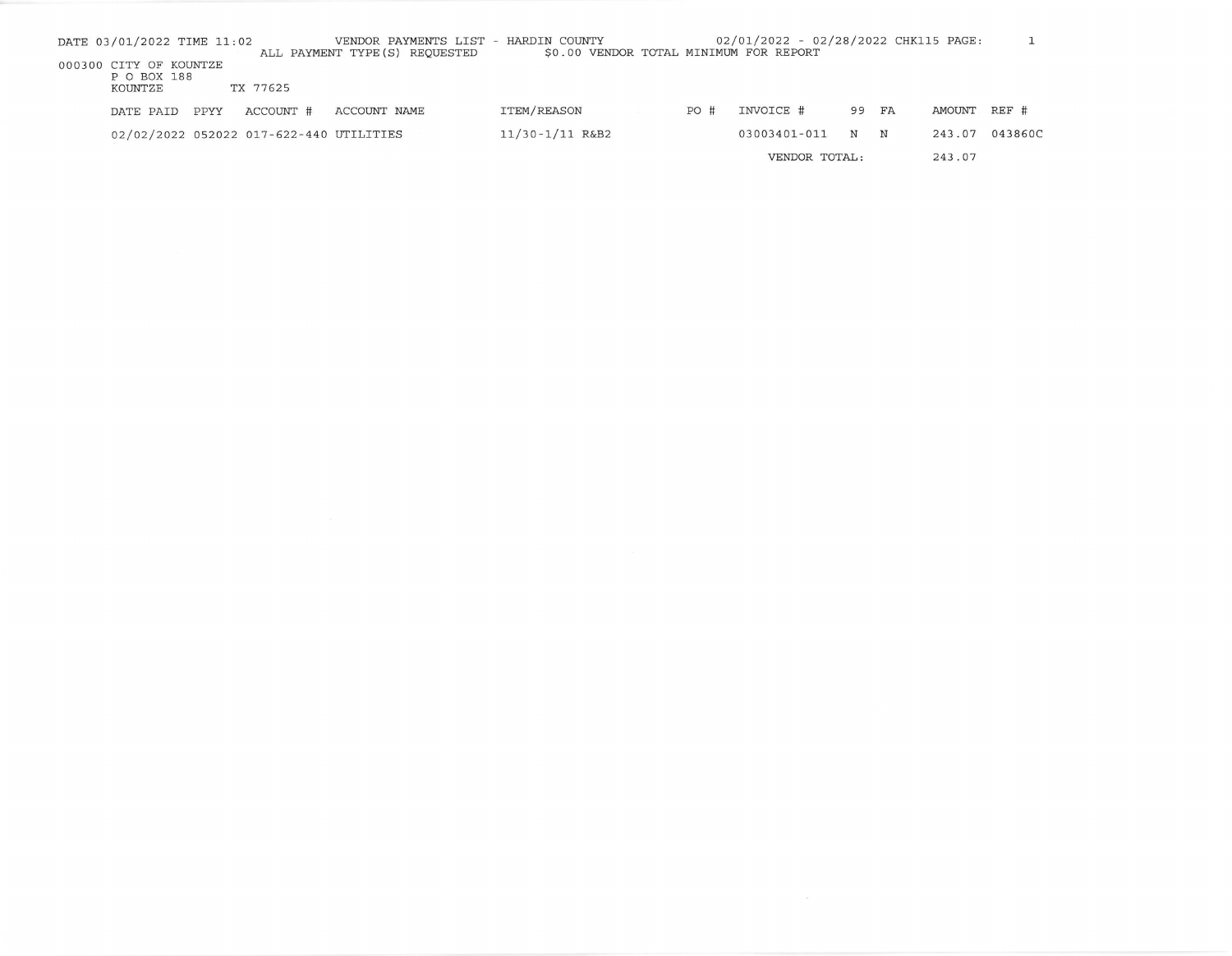DATE 03/01/2022 TIME 11:02 VENDOR PAYMENTS LIST - HARDIN COUNTY 02/01/2022 - 02/28/2022 CHK115 PAGE: 1

ALL PAYMENT TYPE(S) REQUESTED $0.00 VENDOR TOTAL MINIMUM FOR REPORT

000300 CITY OF KOUNTZE
P O BOX 188
KOUNTZE TX 77625

| DATE PAID | PPYY | ACCOUNT # | ACCOUNT NAME | ITEM/REASON | PO # | INVOICE # | 99 | FA | AMOUNT | REF # |
|---|---|---|---|---|---|---|---|---|---|---|
| 02/02/2022 | 052022 | 017-622-440 | UTILITIES | 11/30-1/11 R&B2 | | 03003401-011 | N | N | 243.07 | 043860C |
| | | | | | | VENDOR TOTAL: | | | 243.07 | |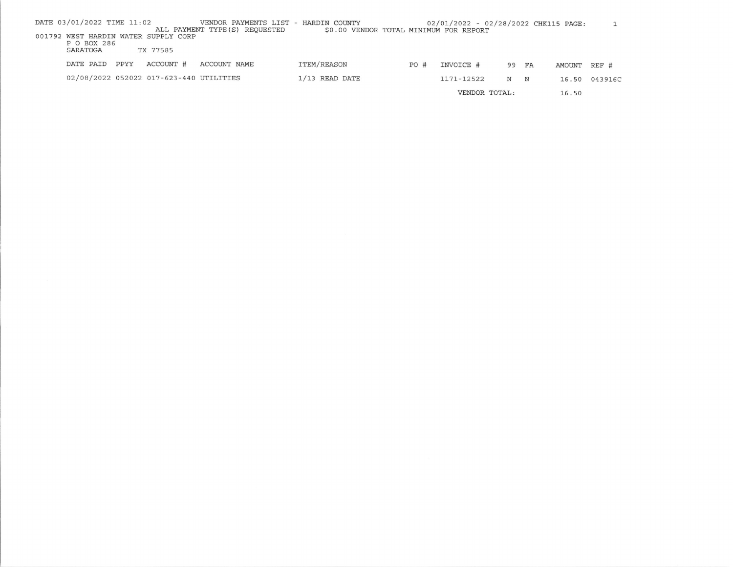DATE 03/01/2022 TIME 11:02 VENDOR PAYMENTS LIST - HARDIN COUNTY 02/01/2022 - 02/28/2022 CHK115 PAGE: 1

ALL PAYMENT TYPE(S) REQUESTED $0.00 VENDOR TOTAL MINIMUM FOR REPORT

001792 WEST HARDIN WATER SUPPLY CORP
P O BOX 286
SARATOGA TX 77585

| DATE PAID | PPYY | ACCOUNT # | ACCOUNT NAME | ITEM/REASON | PO # | INVOICE # | 99 | FA | AMOUNT | REF # |
|---|---|---|---|---|---|---|---|---|---|---|
| 02/08/2022 | 052022 | 017-623-440 | UTILITIES | 1/13 READ DATE | | 1171-12522 | N | N | 16.50 | 043916C |
| | | | | | | VENDOR TOTAL: | | | 16.50 | |